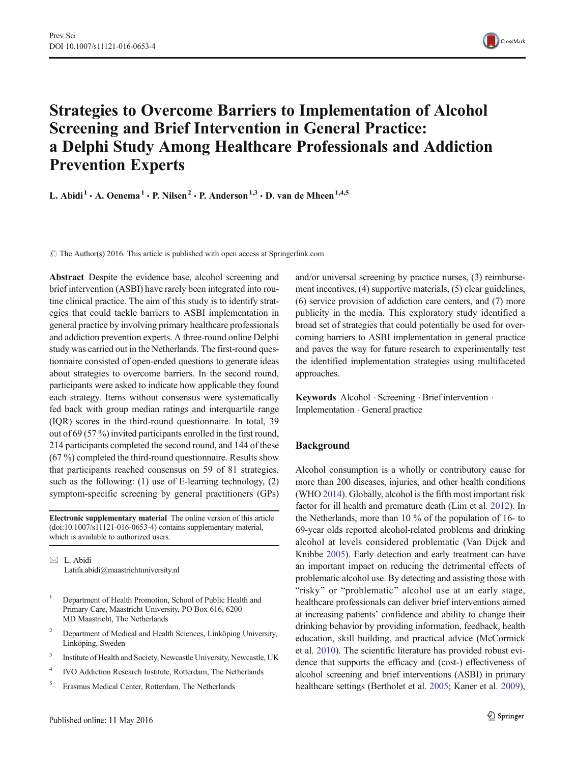# Strategies to Overcome Barriers to Implementation of Alcohol Screening and Brief Intervention in General Practice: a Delphi Study Among Healthcare Professionals and Addiction Prevention Experts

L. Abidi[1] · A. Oenema[1] · P. Nilsen[2] · P. Anderson[1,3] · D. van de Mheen[1,4,5]

© The Author(s) 2016. This article is published with open access at Springerlink.com

**Abstract** Despite the evidence base, alcohol screening and brief intervention (ASBI) have rarely been integrated into routine clinical practice. The aim of this study is to identify strategies that could tackle barriers to ASBI implementation in general practice by involving primary healthcare professionals and addiction prevention experts. A three-round online Delphi study was carried out in the Netherlands. The first-round questionnaire consisted of open-ended questions to generate ideas about strategies to overcome barriers. In the second round, participants were asked to indicate how applicable they found each strategy. Items without consensus were systematically fed back with group median ratings and interquartile range (IQR) scores in the third-round questionnaire. In total, 39 out of 69 (57 %) invited participants enrolled in the first round, 214 participants completed the second round, and 144 of these (67 %) completed the third-round questionnaire. Results show that participants reached consensus on 59 of 81 strategies, such as the following: (1) use of E-learning technology, (2) symptom-specific screening by general practitioners (GPs) and/or universal screening by practice nurses, (3) reimbursement incentives, (4) supportive materials, (5) clear guidelines, (6) service provision of addiction care centers, and (7) more publicity in the media. This exploratory study identified a broad set of strategies that could potentially be used for overcoming barriers to ASBI implementation in general practice and paves the way for future research to experimentally test the identified implementation strategies using multifaceted approaches.

**Keywords** Alcohol · Screening · Brief intervention · Implementation · General practice

**Electronic supplementary material** The online version of this article (doi:10.1007/s11121-016-0653-4) contains supplementary material, which is available to authorized users.

✉ L. Abidi
Latifa.abidi@maastrichtuniversity.nl

1. Department of Health Promotion, School of Public Health and Primary Care, Maastricht University, PO Box 616, 6200 MD Maastricht, The Netherlands
2. Department of Medical and Health Sciences, Linköping University, Linköping, Sweden
3. Institute of Health and Society, Newcastle University, Newcastle, UK
4. IVO Addiction Research Institute, Rotterdam, The Netherlands
5. Erasmus Medical Center, Rotterdam, The Netherlands

## Background

Alcohol consumption is a wholly or contributory cause for more than 200 diseases, injuries, and other health conditions (WHO 2014). Globally, alcohol is the fifth most important risk factor for ill health and premature death (Lim et al. 2012). In the Netherlands, more than 10 % of the population of 16- to 69-year olds reported alcohol-related problems and drinking alcohol at levels considered problematic (Van Dijck and Knibbe 2005). Early detection and early treatment can have an important impact on reducing the detrimental effects of problematic alcohol use. By detecting and assisting those with "risky" or "problematic" alcohol use at an early stage, healthcare professionals can deliver brief interventions aimed at increasing patients' confidence and ability to change their drinking behavior by providing information, feedback, health education, skill building, and practical advice (McCormick et al. 2010). The scientific literature has provided robust evidence that supports the efficacy and (cost-) effectiveness of alcohol screening and brief interventions (ASBI) in primary healthcare settings (Bertholet et al. 2005; Kaner et al. 2009),

Published online: 11 May 2016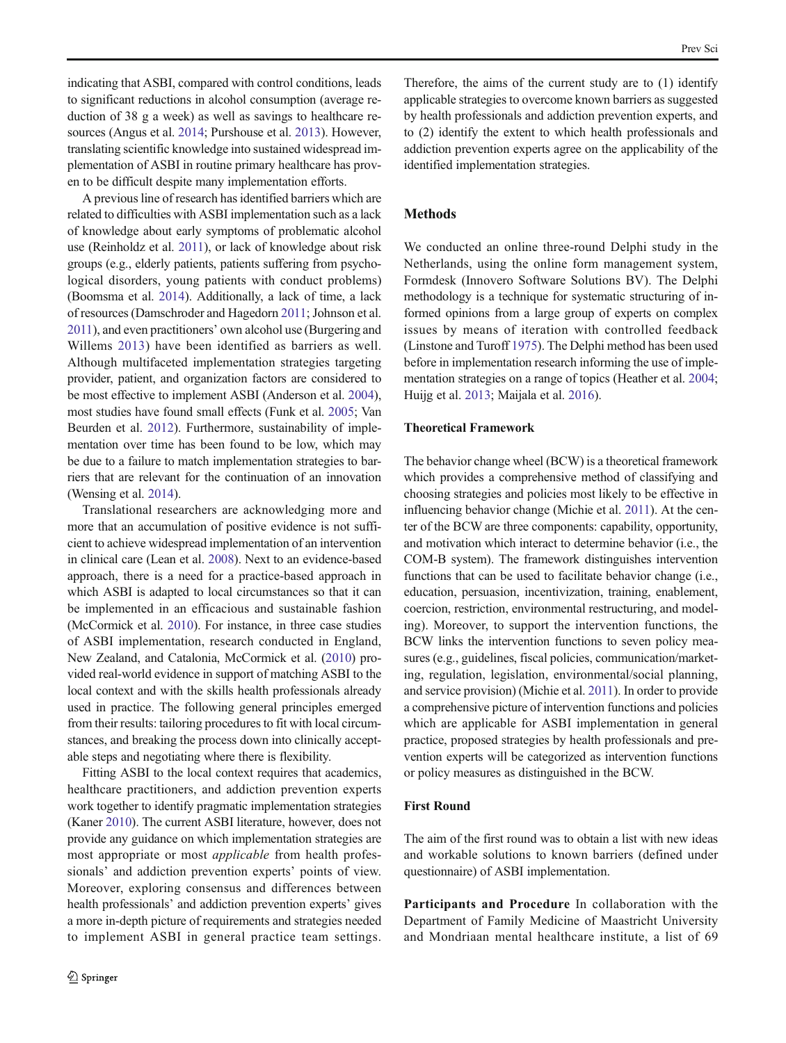indicating that ASBI, compared with control conditions, leads to significant reductions in alcohol consumption (average reduction of 38 g a week) as well as savings to healthcare resources (Angus et al. 2014; Purshouse et al. 2013). However, translating scientific knowledge into sustained widespread implementation of ASBI in routine primary healthcare has proven to be difficult despite many implementation efforts.

A previous line of research has identified barriers which are related to difficulties with ASBI implementation such as a lack of knowledge about early symptoms of problematic alcohol use (Reinholdz et al. 2011), or lack of knowledge about risk groups (e.g., elderly patients, patients suffering from psychological disorders, young patients with conduct problems) (Boomsma et al. 2014). Additionally, a lack of time, a lack of resources (Damschroder and Hagedorn 2011; Johnson et al. 2011), and even practitioners' own alcohol use (Burgering and Willems 2013) have been identified as barriers as well. Although multifaceted implementation strategies targeting provider, patient, and organization factors are considered to be most effective to implement ASBI (Anderson et al. 2004), most studies have found small effects (Funk et al. 2005; Van Beurden et al. 2012). Furthermore, sustainability of implementation over time has been found to be low, which may be due to a failure to match implementation strategies to barriers that are relevant for the continuation of an innovation (Wensing et al. 2014).

Translational researchers are acknowledging more and more that an accumulation of positive evidence is not sufficient to achieve widespread implementation of an intervention in clinical care (Lean et al. 2008). Next to an evidence-based approach, there is a need for a practice-based approach in which ASBI is adapted to local circumstances so that it can be implemented in an efficacious and sustainable fashion (McCormick et al. 2010). For instance, in three case studies of ASBI implementation, research conducted in England, New Zealand, and Catalonia, McCormick et al. (2010) provided real-world evidence in support of matching ASBI to the local context and with the skills health professionals already used in practice. The following general principles emerged from their results: tailoring procedures to fit with local circumstances, and breaking the process down into clinically acceptable steps and negotiating where there is flexibility.

Fitting ASBI to the local context requires that academics, healthcare practitioners, and addiction prevention experts work together to identify pragmatic implementation strategies (Kaner 2010). The current ASBI literature, however, does not provide any guidance on which implementation strategies are most appropriate or most *applicable* from health professionals' and addiction prevention experts' points of view. Moreover, exploring consensus and differences between health professionals' and addiction prevention experts' gives a more in-depth picture of requirements and strategies needed to implement ASBI in general practice team settings. Therefore, the aims of the current study are to (1) identify applicable strategies to overcome known barriers as suggested by health professionals and addiction prevention experts, and to (2) identify the extent to which health professionals and addiction prevention experts agree on the applicability of the identified implementation strategies.

## Methods

We conducted an online three-round Delphi study in the Netherlands, using the online form management system, Formdesk (Innovero Software Solutions BV). The Delphi methodology is a technique for systematic structuring of informed opinions from a large group of experts on complex issues by means of iteration with controlled feedback (Linstone and Turoff 1975). The Delphi method has been used before in implementation research informing the use of implementation strategies on a range of topics (Heather et al. 2004; Huijg et al. 2013; Maijala et al. 2016).

### Theoretical Framework

The behavior change wheel (BCW) is a theoretical framework which provides a comprehensive method of classifying and choosing strategies and policies most likely to be effective in influencing behavior change (Michie et al. 2011). At the center of the BCW are three components: capability, opportunity, and motivation which interact to determine behavior (i.e., the COM-B system). The framework distinguishes intervention functions that can be used to facilitate behavior change (i.e., education, persuasion, incentivization, training, enablement, coercion, restriction, environmental restructuring, and modeling). Moreover, to support the intervention functions, the BCW links the intervention functions to seven policy measures (e.g., guidelines, fiscal policies, communication/marketing, regulation, legislation, environmental/social planning, and service provision) (Michie et al. 2011). In order to provide a comprehensive picture of intervention functions and policies which are applicable for ASBI implementation in general practice, proposed strategies by health professionals and prevention experts will be categorized as intervention functions or policy measures as distinguished in the BCW.

### First Round

The aim of the first round was to obtain a list with new ideas and workable solutions to known barriers (defined under questionnaire) of ASBI implementation.

**Participants and Procedure** In collaboration with the Department of Family Medicine of Maastricht University and Mondriaan mental healthcare institute, a list of 69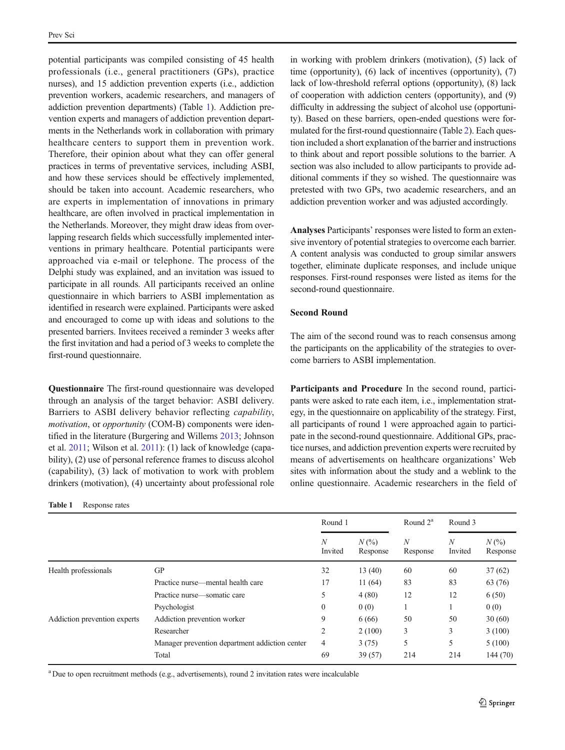potential participants was compiled consisting of 45 health professionals (i.e., general practitioners (GPs), practice nurses), and 15 addiction prevention experts (i.e., addiction prevention workers, academic researchers, and managers of addiction prevention departments) (Table 1). Addiction prevention experts and managers of addiction prevention departments in the Netherlands work in collaboration with primary healthcare centers to support them in prevention work. Therefore, their opinion about what they can offer general practices in terms of preventative services, including ASBI, and how these services should be effectively implemented, should be taken into account. Academic researchers, who are experts in implementation of innovations in primary healthcare, are often involved in practical implementation in the Netherlands. Moreover, they might draw ideas from overlapping research fields which successfully implemented interventions in primary healthcare. Potential participants were approached via e-mail or telephone. The process of the Delphi study was explained, and an invitation was issued to participate in all rounds. All participants received an online questionnaire in which barriers to ASBI implementation as identified in research were explained. Participants were asked and encouraged to come up with ideas and solutions to the presented barriers. Invitees received a reminder 3 weeks after the first invitation and had a period of 3 weeks to complete the first-round questionnaire.

**Questionnaire** The first-round questionnaire was developed through an analysis of the target behavior: ASBI delivery. Barriers to ASBI delivery behavior reflecting *capability*, *motivation*, or *opportunity* (COM-B) components were identified in the literature (Burgering and Willems 2013; Johnson et al. 2011; Wilson et al. 2011): (1) lack of knowledge (capability), (2) use of personal reference frames to discuss alcohol (capability), (3) lack of motivation to work with problem drinkers (motivation), (4) uncertainty about professional role in working with problem drinkers (motivation), (5) lack of time (opportunity), (6) lack of incentives (opportunity), (7) lack of low-threshold referral options (opportunity), (8) lack of cooperation with addiction centers (opportunity), and (9) difficulty in addressing the subject of alcohol use (opportunity). Based on these barriers, open-ended questions were formulated for the first-round questionnaire (Table 2). Each question included a short explanation of the barrier and instructions to think about and report possible solutions to the barrier. A section was also included to allow participants to provide additional comments if they so wished. The questionnaire was pretested with two GPs, two academic researchers, and an addiction prevention worker and was adjusted accordingly.

**Analyses** Participants' responses were listed to form an extensive inventory of potential strategies to overcome each barrier. A content analysis was conducted to group similar answers together, eliminate duplicate responses, and include unique responses. First-round responses were listed as items for the second-round questionnaire.

### Second Round

The aim of the second round was to reach consensus among the participants on the applicability of the strategies to overcome barriers to ASBI implementation.

**Participants and Procedure** In the second round, participants were asked to rate each item, i.e., implementation strategy, in the questionnaire on applicability of the strategy. First, all participants of round 1 were approached again to participate in the second-round questionnaire. Additional GPs, practice nurses, and addiction prevention experts were recruited by means of advertisements on healthcare organizations' Web sites with information about the study and a weblink to the online questionnaire. Academic researchers in the field of

**Table 1** Response rates

| | | Round 1 | | Round 2[a] | Round 3 | |
|---|---|---|---|---|---|---|
| | | *N* Invited | *N* (%) Response | *N* Response | *N* Invited | *N* (%) Response |
| Health professionals | GP | 32 | 13 (40) | 60 | 60 | 37 (62) |
| | Practice nurse—mental health care | 17 | 11 (64) | 83 | 83 | 63 (76) |
| | Practice nurse—somatic care | 5 | 4 (80) | 12 | 12 | 6 (50) |
| | Psychologist | 0 | 0 (0) | 1 | 1 | 0 (0) |
| Addiction prevention experts | Addiction prevention worker | 9 | 6 (66) | 50 | 50 | 30 (60) |
| | Researcher | 2 | 2 (100) | 3 | 3 | 3 (100) |
| | Manager prevention department addiction center | 4 | 3 (75) | 5 | 5 | 5 (100) |
| | Total | 69 | 39 (57) | 214 | 214 | 144 (70) |

[a] Due to open recruitment methods (e.g., advertisements), round 2 invitation rates were incalculable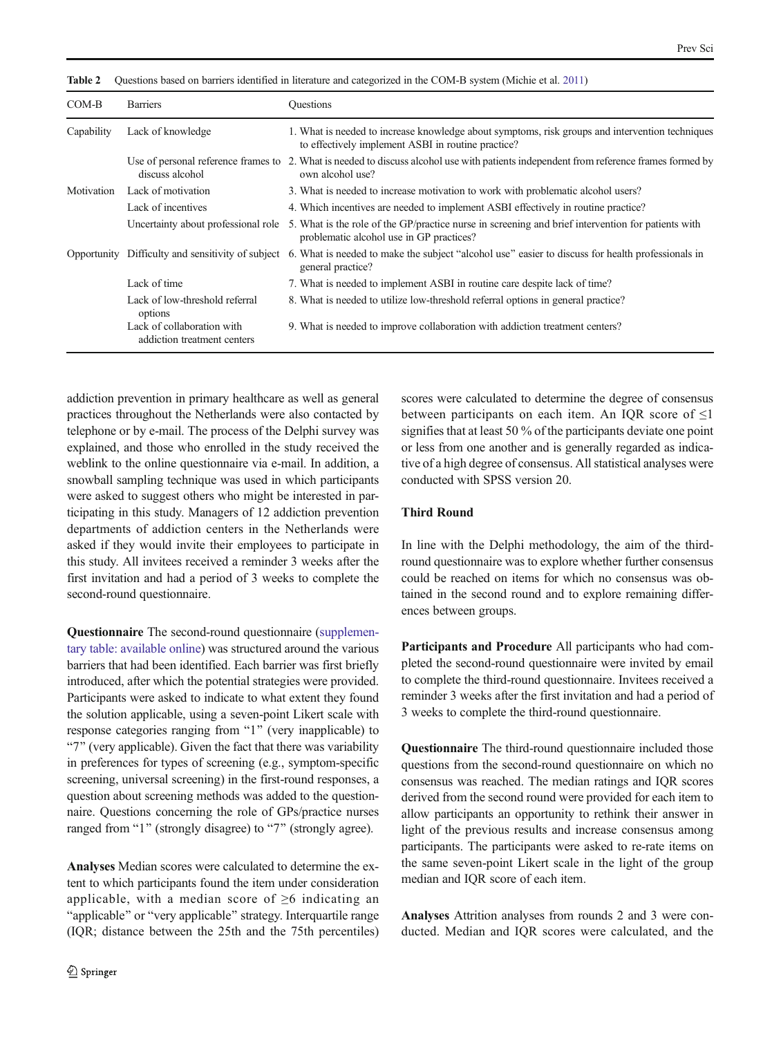**Table 2** Questions based on barriers identified in literature and categorized in the COM-B system (Michie et al. 2011)

| COM-B | Barriers | Questions |
|---|---|---|
| Capability | Lack of knowledge | 1. What is needed to increase knowledge about symptoms, risk groups and intervention techniques to effectively implement ASBI in routine practice? |
| | Use of personal reference frames to discuss alcohol | 2. What is needed to discuss alcohol use with patients independent from reference frames formed by own alcohol use? |
| Motivation | Lack of motivation | 3. What is needed to increase motivation to work with problematic alcohol users? |
| | Lack of incentives | 4. Which incentives are needed to implement ASBI effectively in routine practice? |
| | Uncertainty about professional role | 5. What is the role of the GP/practice nurse in screening and brief intervention for patients with problematic alcohol use in GP practices? |
| Opportunity | Difficulty and sensitivity of subject | 6. What is needed to make the subject "alcohol use" easier to discuss for health professionals in general practice? |
| | Lack of time | 7. What is needed to implement ASBI in routine care despite lack of time? |
| | Lack of low-threshold referral options | 8. What is needed to utilize low-threshold referral options in general practice? |
| | Lack of collaboration with addiction treatment centers | 9. What is needed to improve collaboration with addiction treatment centers? |

addiction prevention in primary healthcare as well as general practices throughout the Netherlands were also contacted by telephone or by e-mail. The process of the Delphi survey was explained, and those who enrolled in the study received the weblink to the online questionnaire via e-mail. In addition, a snowball sampling technique was used in which participants were asked to suggest others who might be interested in participating in this study. Managers of 12 addiction prevention departments of addiction centers in the Netherlands were asked if they would invite their employees to participate in this study. All invitees received a reminder 3 weeks after the first invitation and had a period of 3 weeks to complete the second-round questionnaire.

**Questionnaire** The second-round questionnaire (supplementary table: available online) was structured around the various barriers that had been identified. Each barrier was first briefly introduced, after which the potential strategies were provided. Participants were asked to indicate to what extent they found the solution applicable, using a seven-point Likert scale with response categories ranging from "1" (very inapplicable) to "7" (very applicable). Given the fact that there was variability in preferences for types of screening (e.g., symptom-specific screening, universal screening) in the first-round responses, a question about screening methods was added to the questionnaire. Questions concerning the role of GPs/practice nurses ranged from "1" (strongly disagree) to "7" (strongly agree).

**Analyses** Median scores were calculated to determine the extent to which participants found the item under consideration applicable, with a median score of $\geq 6$ indicating an "applicable" or "very applicable" strategy. Interquartile range (IQR; distance between the 25th and the 75th percentiles) scores were calculated to determine the degree of consensus between participants on each item. An IQR score of $\leq 1$ signifies that at least 50 % of the participants deviate one point or less from one another and is generally regarded as indicative of a high degree of consensus. All statistical analyses were conducted with SPSS version 20.

### Third Round

In line with the Delphi methodology, the aim of the third-round questionnaire was to explore whether further consensus could be reached on items for which no consensus was obtained in the second round and to explore remaining differences between groups.

**Participants and Procedure** All participants who had completed the second-round questionnaire were invited by email to complete the third-round questionnaire. Invitees received a reminder 3 weeks after the first invitation and had a period of 3 weeks to complete the third-round questionnaire.

**Questionnaire** The third-round questionnaire included those questions from the second-round questionnaire on which no consensus was reached. The median ratings and IQR scores derived from the second round were provided for each item to allow participants an opportunity to rethink their answer in light of the previous results and increase consensus among participants. The participants were asked to re-rate items on the same seven-point Likert scale in the light of the group median and IQR score of each item.

**Analyses** Attrition analyses from rounds 2 and 3 were conducted. Median and IQR scores were calculated, and the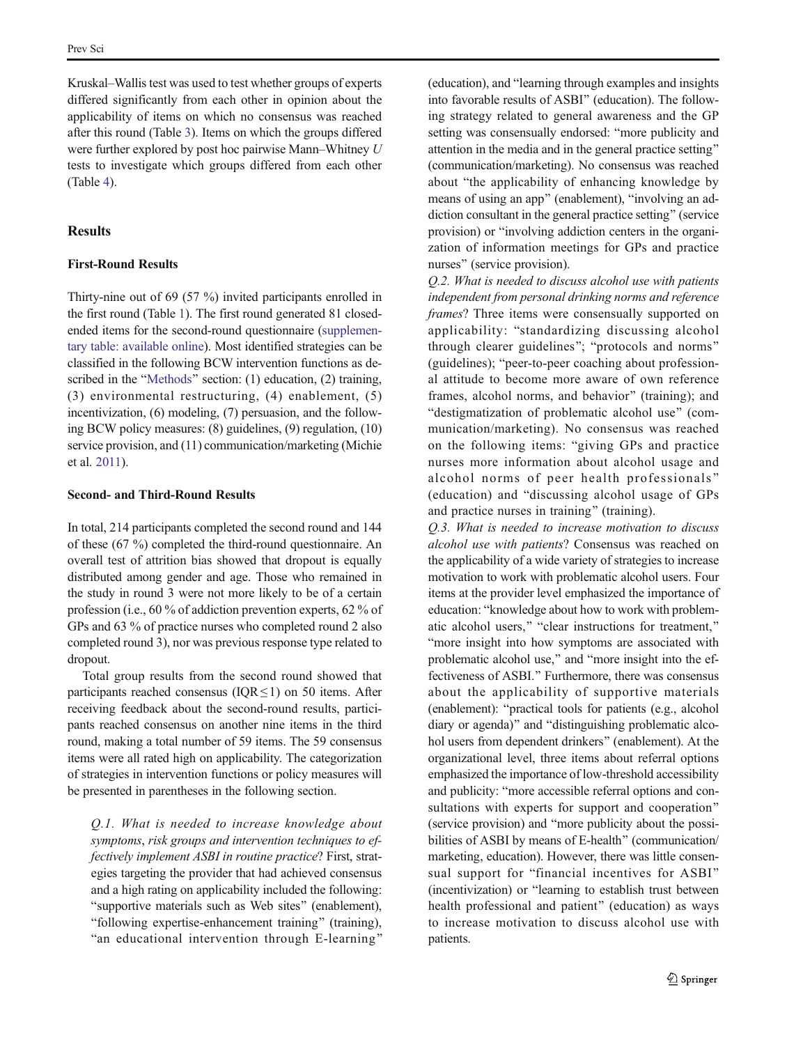Kruskal–Wallis test was used to test whether groups of experts differed significantly from each other in opinion about the applicability of items on which no consensus was reached after this round (Table 3). Items on which the groups differed were further explored by post hoc pairwise Mann–Whitney *U* tests to investigate which groups differed from each other (Table 4).

## Results

### First-Round Results

Thirty-nine out of 69 (57 %) invited participants enrolled in the first round (Table 1). The first round generated 81 closed-ended items for the second-round questionnaire (supplementary table: available online). Most identified strategies can be classified in the following BCW intervention functions as described in the "Methods" section: (1) education, (2) training, (3) environmental restructuring, (4) enablement, (5) incentivization, (6) modeling, (7) persuasion, and the following BCW policy measures: (8) guidelines, (9) regulation, (10) service provision, and (11) communication/marketing (Michie et al. 2011).

### Second- and Third-Round Results

In total, 214 participants completed the second round and 144 of these (67 %) completed the third-round questionnaire. An overall test of attrition bias showed that dropout is equally distributed among gender and age. Those who remained in the study in round 3 were not more likely to be of a certain profession (i.e., 60 % of addiction prevention experts, 62 % of GPs and 63 % of practice nurses who completed round 2 also completed round 3), nor was previous response type related to dropout.

Total group results from the second round showed that participants reached consensus ($\mathrm{IQR} \leq 1$) on 50 items. After receiving feedback about the second-round results, participants reached consensus on another nine items in the third round, making a total number of 59 items. The 59 consensus items were all rated high on applicability. The categorization of strategies in intervention functions or policy measures will be presented in parentheses in the following section.

> *Q.1. What is needed to increase knowledge about symptoms, risk groups and intervention techniques to effectively implement ASBI in routine practice*? First, strategies targeting the provider that had achieved consensus and a high rating on applicability included the following: "supportive materials such as Web sites" (enablement), "following expertise-enhancement training" (training), "an educational intervention through E-learning" (education), and "learning through examples and insights into favorable results of ASBI" (education). The following strategy related to general awareness and the GP setting was consensually endorsed: "more publicity and attention in the media and in the general practice setting" (communication/marketing). No consensus was reached about "the applicability of enhancing knowledge by means of using an app" (enablement), "involving an addiction consultant in the general practice setting" (service provision) or "involving addiction centers in the organization of information meetings for GPs and practice nurses" (service provision).
>
> *Q.2. What is needed to discuss alcohol use with patients independent from personal drinking norms and reference frames*? Three items were consensually supported on applicability: "standardizing discussing alcohol through clearer guidelines"; "protocols and norms" (guidelines); "peer-to-peer coaching about professional attitude to become more aware of own reference frames, alcohol norms, and behavior" (training); and "destigmatization of problematic alcohol use" (communication/marketing). No consensus was reached on the following items: "giving GPs and practice nurses more information about alcohol usage and alcohol norms of peer health professionals" (education) and "discussing alcohol usage of GPs and practice nurses in training" (training).
>
> *Q.3. What is needed to increase motivation to discuss alcohol use with patients*? Consensus was reached on the applicability of a wide variety of strategies to increase motivation to work with problematic alcohol users. Four items at the provider level emphasized the importance of education: "knowledge about how to work with problematic alcohol users," "clear instructions for treatment," "more insight into how symptoms are associated with problematic alcohol use," and "more insight into the effectiveness of ASBI." Furthermore, there was consensus about the applicability of supportive materials (enablement): "practical tools for patients (e.g., alcohol diary or agenda)" and "distinguishing problematic alcohol users from dependent drinkers" (enablement). At the organizational level, three items about referral options emphasized the importance of low-threshold accessibility and publicity: "more accessible referral options and consultations with experts for support and cooperation" (service provision) and "more publicity about the possibilities of ASBI by means of E-health" (communication/marketing, education). However, there was little consensual support for "financial incentives for ASBI" (incentivization) or "learning to establish trust between health professional and patient" (education) as ways to increase motivation to discuss alcohol use with patients.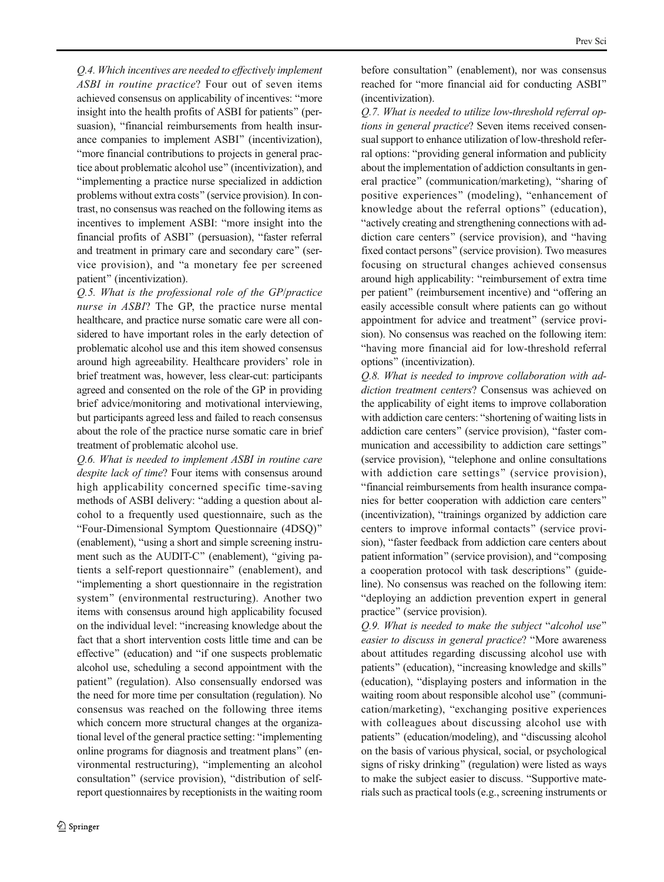*Q.4. Which incentives are needed to effectively implement ASBI in routine practice*? Four out of seven items achieved consensus on applicability of incentives: "more insight into the health profits of ASBI for patients" (persuasion), "financial reimbursements from health insurance companies to implement ASBI" (incentivization), "more financial contributions to projects in general practice about problematic alcohol use" (incentivization), and "implementing a practice nurse specialized in addiction problems without extra costs" (service provision). In contrast, no consensus was reached on the following items as incentives to implement ASBI: "more insight into the financial profits of ASBI" (persuasion), "faster referral and treatment in primary care and secondary care" (service provision), and "a monetary fee per screened patient" (incentivization).

*Q.5. What is the professional role of the GP/practice nurse in ASBI*? The GP, the practice nurse mental healthcare, and practice nurse somatic care were all considered to have important roles in the early detection of problematic alcohol use and this item showed consensus around high agreeability. Healthcare providers' role in brief treatment was, however, less clear-cut: participants agreed and consented on the role of the GP in providing brief advice/monitoring and motivational interviewing, but participants agreed less and failed to reach consensus about the role of the practice nurse somatic care in brief treatment of problematic alcohol use.

*Q.6. What is needed to implement ASBI in routine care despite lack of time*? Four items with consensus around high applicability concerned specific time-saving methods of ASBI delivery: "adding a question about alcohol to a frequently used questionnaire, such as the "Four-Dimensional Symptom Questionnaire (4DSQ)" (enablement), "using a short and simple screening instrument such as the AUDIT-C" (enablement), "giving patients a self-report questionnaire" (enablement), and "implementing a short questionnaire in the registration system" (environmental restructuring). Another two items with consensus around high applicability focused on the individual level: "increasing knowledge about the fact that a short intervention costs little time and can be effective" (education) and "if one suspects problematic alcohol use, scheduling a second appointment with the patient" (regulation). Also consensually endorsed was the need for more time per consultation (regulation). No consensus was reached on the following three items which concern more structural changes at the organizational level of the general practice setting: "implementing online programs for diagnosis and treatment plans" (environmental restructuring), "implementing an alcohol consultation" (service provision), "distribution of self-report questionnaires by receptionists in the waiting room before consultation" (enablement), nor was consensus reached for "more financial aid for conducting ASBI" (incentivization).

*Q.7. What is needed to utilize low-threshold referral options in general practice*? Seven items received consensual support to enhance utilization of low-threshold referral options: "providing general information and publicity about the implementation of addiction consultants in general practice" (communication/marketing), "sharing of positive experiences" (modeling), "enhancement of knowledge about the referral options" (education), "actively creating and strengthening connections with addiction care centers" (service provision), and "having fixed contact persons" (service provision). Two measures focusing on structural changes achieved consensus around high applicability: "reimbursement of extra time per patient" (reimbursement incentive) and "offering an easily accessible consult where patients can go without appointment for advice and treatment" (service provision). No consensus was reached on the following item: "having more financial aid for low-threshold referral options" (incentivization).

*Q.8. What is needed to improve collaboration with addiction treatment centers*? Consensus was achieved on the applicability of eight items to improve collaboration with addiction care centers: "shortening of waiting lists in addiction care centers" (service provision), "faster communication and accessibility to addiction care settings" (service provision), "telephone and online consultations with addiction care settings" (service provision), "financial reimbursements from health insurance companies for better cooperation with addiction care centers" (incentivization), "trainings organized by addiction care centers to improve informal contacts" (service provision), "faster feedback from addiction care centers about patient information" (service provision), and "composing a cooperation protocol with task descriptions" (guideline). No consensus was reached on the following item: "deploying an addiction prevention expert in general practice" (service provision).

*Q.9. What is needed to make the subject* "*alcohol use*" *easier to discuss in general practice*? "More awareness about attitudes regarding discussing alcohol use with patients" (education), "increasing knowledge and skills" (education), "displaying posters and information in the waiting room about responsible alcohol use" (communication/marketing), "exchanging positive experiences with colleagues about discussing alcohol use with patients" (education/modeling), and "discussing alcohol on the basis of various physical, social, or psychological signs of risky drinking" (regulation) were listed as ways to make the subject easier to discuss. "Supportive materials such as practical tools (e.g., screening instruments or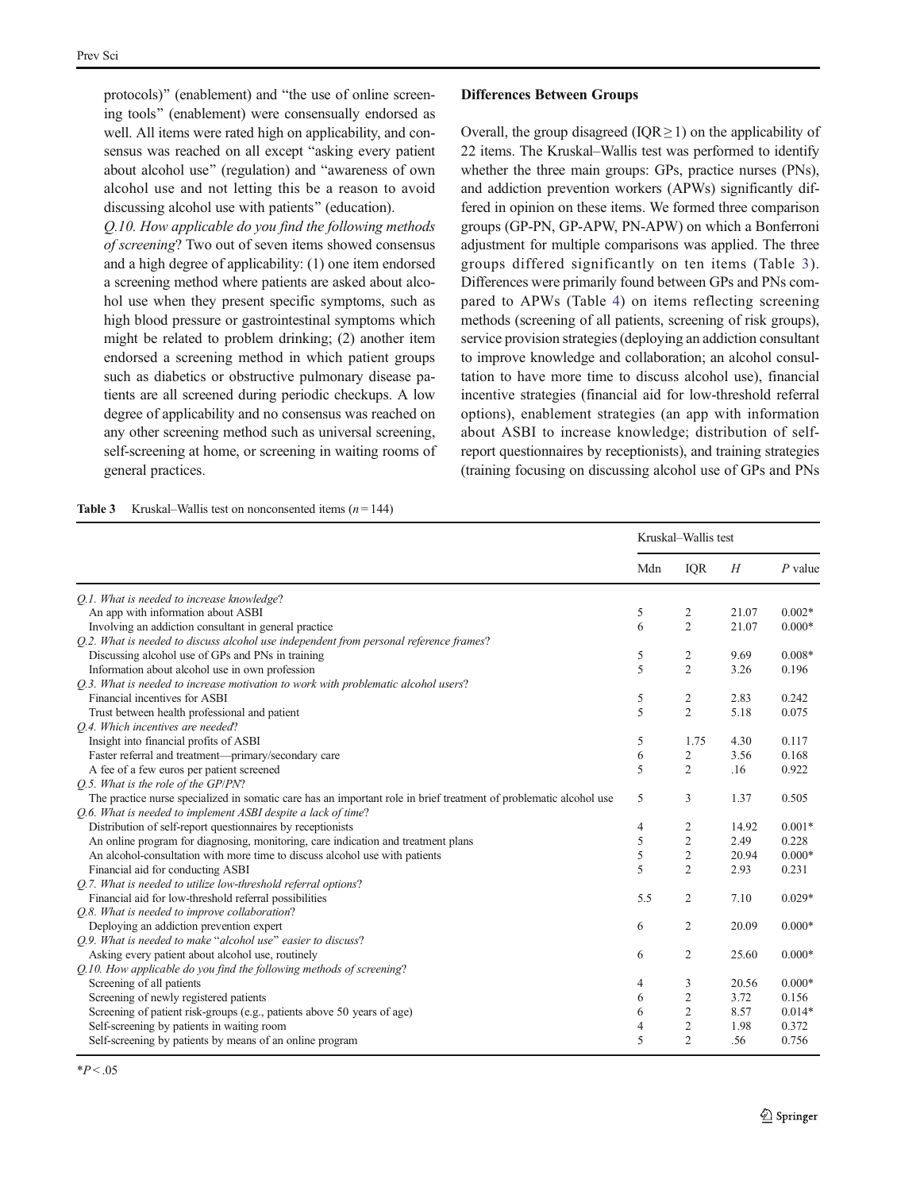protocols)" (enablement) and "the use of online screening tools" (enablement) were consensually endorsed as well. All items were rated high on applicability, and consensus was reached on all except "asking every patient about alcohol use" (regulation) and "awareness of own alcohol use and not letting this be a reason to avoid discussing alcohol use with patients" (education).

*Q.10. How applicable do you find the following methods of screening*? Two out of seven items showed consensus and a high degree of applicability: (1) one item endorsed a screening method where patients are asked about alcohol use when they present specific symptoms, such as high blood pressure or gastrointestinal symptoms which might be related to problem drinking; (2) another item endorsed a screening method in which patient groups such as diabetics or obstructive pulmonary disease patients are all screened during periodic checkups. A low degree of applicability and no consensus was reached on any other screening method such as universal screening, self-screening at home, or screening in waiting rooms of general practices.

### Differences Between Groups

Overall, the group disagreed (IQR ≥ 1) on the applicability of 22 items. The Kruskal–Wallis test was performed to identify whether the three main groups: GPs, practice nurses (PNs), and addiction prevention workers (APWs) significantly differed in opinion on these items. We formed three comparison groups (GP-PN, GP-APW, PN-APW) on which a Bonferroni adjustment for multiple comparisons was applied. The three groups differed significantly on ten items (Table 3). Differences were primarily found between GPs and PNs compared to APWs (Table 4) on items reflecting screening methods (screening of all patients, screening of risk groups), service provision strategies (deploying an addiction consultant to improve knowledge and collaboration; an alcohol consultation to have more time to discuss alcohol use), financial incentive strategies (financial aid for low-threshold referral options), enablement strategies (an app with information about ASBI to increase knowledge; distribution of self-report questionnaires by receptionists), and training strategies (training focusing on discussing alcohol use of GPs and PNs

**Table 3** Kruskal–Wallis test on nonconsented items ($n = 144$)

| | Kruskal–Wallis test | | | |
|---|---|---|---|---|
| | Mdn | IQR | *H* | *P* value |
| *Q.1. What is needed to increase knowledge*? | | | | |
| An app with information about ASBI | 5 | 2 | 21.07 | 0.002* |
| Involving an addiction consultant in general practice | 6 | 2 | 21.07 | 0.000* |
| *Q.2. What is needed to discuss alcohol use independent from personal reference frames*? | | | | |
| Discussing alcohol use of GPs and PNs in training | 5 | 2 | 9.69 | 0.008* |
| Information about alcohol use in own profession | 5 | 2 | 3.26 | 0.196 |
| *Q.3. What is needed to increase motivation to work with problematic alcohol users*? | | | | |
| Financial incentives for ASBI | 5 | 2 | 2.83 | 0.242 |
| Trust between health professional and patient | 5 | 2 | 5.18 | 0.075 |
| *Q.4. Which incentives are needed*? | | | | |
| Insight into financial profits of ASBI | 5 | 1.75 | 4.30 | 0.117 |
| Faster referral and treatment—primary/secondary care | 6 | 2 | 3.56 | 0.168 |
| A fee of a few euros per patient screened | 5 | 2 | .16 | 0.922 |
| *Q.5. What is the role of the GP/PN*? | | | | |
| The practice nurse specialized in somatic care has an important role in brief treatment of problematic alcohol use | 5 | 3 | 1.37 | 0.505 |
| *Q.6. What is needed to implement ASBI despite a lack of time*? | | | | |
| Distribution of self-report questionnaires by receptionists | 4 | 2 | 14.92 | 0.001* |
| An online program for diagnosing, monitoring, care indication and treatment plans | 5 | 2 | 2.49 | 0.228 |
| An alcohol-consultation with more time to discuss alcohol use with patients | 5 | 2 | 20.94 | 0.000* |
| Financial aid for conducting ASBI | 5 | 2 | 2.93 | 0.231 |
| *Q.7. What is needed to utilize low-threshold referral options*? | | | | |
| Financial aid for low-threshold referral possibilities | 5.5 | 2 | 7.10 | 0.029* |
| *Q.8. What is needed to improve collaboration*? | | | | |
| Deploying an addiction prevention expert | 6 | 2 | 20.09 | 0.000* |
| *Q.9. What is needed to make "alcohol use" easier to discuss*? | | | | |
| Asking every patient about alcohol use, routinely | 6 | 2 | 25.60 | 0.000* |
| *Q.10. How applicable do you find the following methods of screening*? | | | | |
| Screening of all patients | 4 | 3 | 20.56 | 0.000* |
| Screening of newly registered patients | 6 | 2 | 3.72 | 0.156 |
| Screening of patient risk-groups (e.g., patients above 50 years of age) | 6 | 2 | 8.57 | 0.014* |
| Self-screening by patients in waiting room | 4 | 2 | 1.98 | 0.372 |
| Self-screening by patients by means of an online program | 5 | 2 | .56 | 0.756 |

$^{*}P < .05$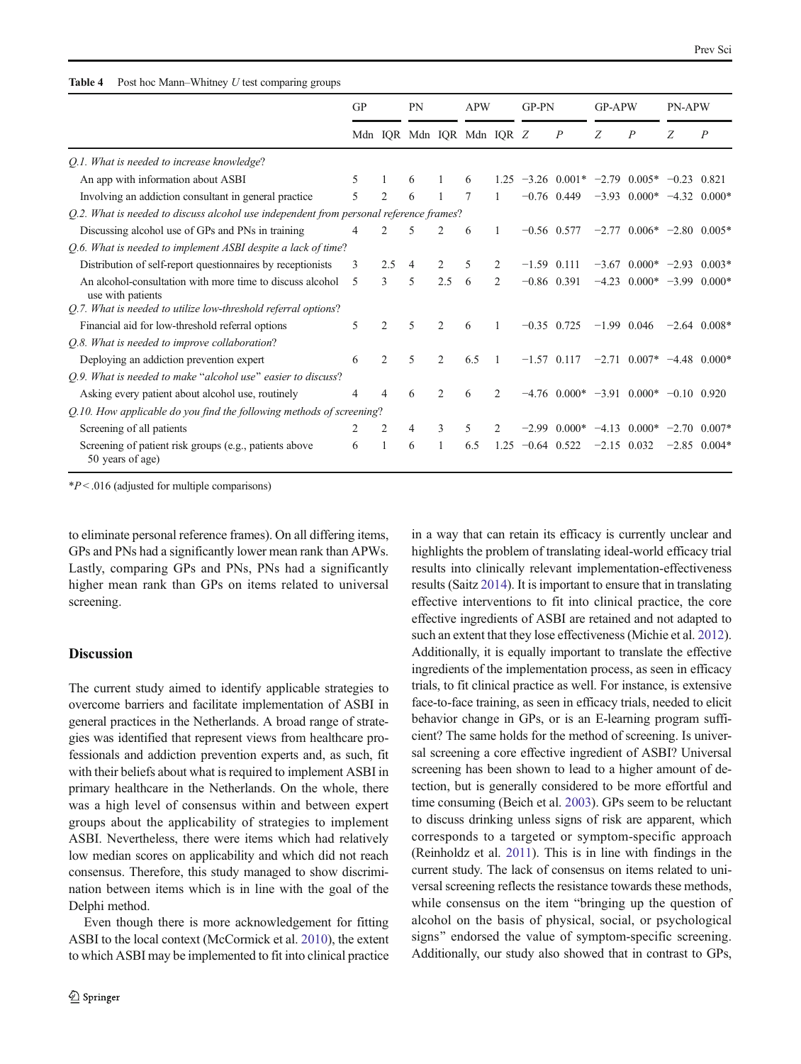**Table 4** Post hoc Mann–Whitney *U* test comparing groups

| | GP | | PN | | APW | | GP-PN | | GP-APW | | PN-APW | |
|---|---|---|---|---|---|---|---|---|---|---|---|---|
| | Mdn | IQR | Mdn | IQR | Mdn | IQR | *Z* | *P* | *Z* | *P* | *Z* | *P* |
| *Q.1. What is needed to increase knowledge*? | | | | | | | | | | | | |
| An app with information about ASBI | 5 | 1 | 6 | 1 | 6 | 1.25 | −3.26 | 0.001* | −2.79 | 0.005* | −0.23 | 0.821 |
| Involving an addiction consultant in general practice | 5 | 2 | 6 | 1 | 7 | 1 | −0.76 | 0.449 | −3.93 | 0.000* | −4.32 | 0.000* |
| *Q.2. What is needed to discuss alcohol use independent from personal reference frames*? | | | | | | | | | | | | |
| Discussing alcohol use of GPs and PNs in training | 4 | 2 | 5 | 2 | 6 | 1 | −0.56 | 0.577 | −2.77 | 0.006* | −2.80 | 0.005* |
| *Q.6. What is needed to implement ASBI despite a lack of time*? | | | | | | | | | | | | |
| Distribution of self-report questionnaires by receptionists | 3 | 2.5 | 4 | 2 | 5 | 2 | −1.59 | 0.111 | −3.67 | 0.000* | −2.93 | 0.003* |
| An alcohol-consultation with more time to discuss alcohol use with patients | 5 | 3 | 5 | 2.5 | 6 | 2 | −0.86 | 0.391 | −4.23 | 0.000* | −3.99 | 0.000* |
| *Q.7. What is needed to utilize low-threshold referral options*? | | | | | | | | | | | | |
| Financial aid for low-threshold referral options | 5 | 2 | 5 | 2 | 6 | 1 | −0.35 | 0.725 | −1.99 | 0.046 | −2.64 | 0.008* |
| *Q.8. What is needed to improve collaboration*? | | | | | | | | | | | | |
| Deploying an addiction prevention expert | 6 | 2 | 5 | 2 | 6.5 | 1 | −1.57 | 0.117 | −2.71 | 0.007* | −4.48 | 0.000* |
| *Q.9. What is needed to make "alcohol use" easier to discuss*? | | | | | | | | | | | | |
| Asking every patient about alcohol use, routinely | 4 | 4 | 6 | 2 | 6 | 2 | −4.76 | 0.000* | −3.91 | 0.000* | −0.10 | 0.920 |
| *Q.10. How applicable do you find the following methods of screening*? | | | | | | | | | | | | |
| Screening of all patients | 2 | 2 | 4 | 3 | 5 | 2 | −2.99 | 0.000* | −4.13 | 0.000* | −2.70 | 0.007* |
| Screening of patient risk groups (e.g., patients above 50 years of age) | 6 | 1 | 6 | 1 | 6.5 | 1.25 | −0.64 | 0.522 | −2.15 | 0.032 | −2.85 | 0.004* |

*$P < .016$ (adjusted for multiple comparisons)

to eliminate personal reference frames). On all differing items, GPs and PNs had a significantly lower mean rank than APWs. Lastly, comparing GPs and PNs, PNs had a significantly higher mean rank than GPs on items related to universal screening.

## Discussion

The current study aimed to identify applicable strategies to overcome barriers and facilitate implementation of ASBI in general practices in the Netherlands. A broad range of strategies was identified that represent views from healthcare professionals and addiction prevention experts and, as such, fit with their beliefs about what is required to implement ASBI in primary healthcare in the Netherlands. On the whole, there was a high level of consensus within and between expert groups about the applicability of strategies to implement ASBI. Nevertheless, there were items which had relatively low median scores on applicability and which did not reach consensus. Therefore, this study managed to show discrimination between items which is in line with the goal of the Delphi method.

Even though there is more acknowledgement for fitting ASBI to the local context (McCormick et al. 2010), the extent to which ASBI may be implemented to fit into clinical practice in a way that can retain its efficacy is currently unclear and highlights the problem of translating ideal-world efficacy trial results into clinically relevant implementation-effectiveness results (Saitz 2014). It is important to ensure that in translating effective interventions to fit into clinical practice, the core effective ingredients of ASBI are retained and not adapted to such an extent that they lose effectiveness (Michie et al. 2012). Additionally, it is equally important to translate the effective ingredients of the implementation process, as seen in efficacy trials, to fit clinical practice as well. For instance, is extensive face-to-face training, as seen in efficacy trials, needed to elicit behavior change in GPs, or is an E-learning program sufficient? The same holds for the method of screening. Is universal screening a core effective ingredient of ASBI? Universal screening has been shown to lead to a higher amount of detection, but is generally considered to be more effortful and time consuming (Beich et al. 2003). GPs seem to be reluctant to discuss drinking unless signs of risk are apparent, which corresponds to a targeted or symptom-specific approach (Reinholdz et al. 2011). This is in line with findings in the current study. The lack of consensus on items related to universal screening reflects the resistance towards these methods, while consensus on the item "bringing up the question of alcohol on the basis of physical, social, or psychological signs" endorsed the value of symptom-specific screening. Additionally, our study also showed that in contrast to GPs,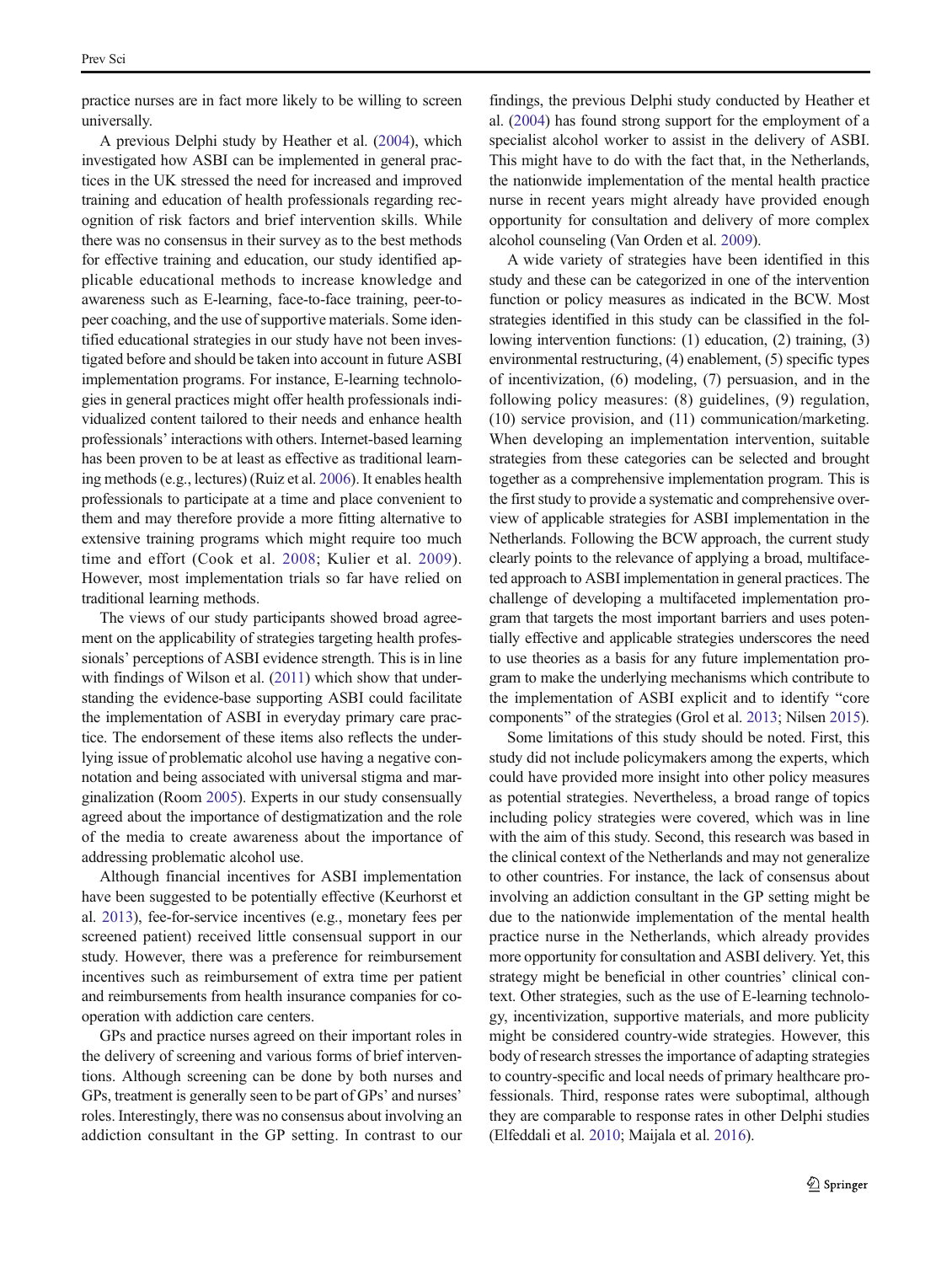practice nurses are in fact more likely to be willing to screen universally.

A previous Delphi study by Heather et al. (2004), which investigated how ASBI can be implemented in general practices in the UK stressed the need for increased and improved training and education of health professionals regarding recognition of risk factors and brief intervention skills. While there was no consensus in their survey as to the best methods for effective training and education, our study identified applicable educational methods to increase knowledge and awareness such as E-learning, face-to-face training, peer-to-peer coaching, and the use of supportive materials. Some identified educational strategies in our study have not been investigated before and should be taken into account in future ASBI implementation programs. For instance, E-learning technologies in general practices might offer health professionals individualized content tailored to their needs and enhance health professionals' interactions with others. Internet-based learning has been proven to be at least as effective as traditional learning methods (e.g., lectures) (Ruiz et al. 2006). It enables health professionals to participate at a time and place convenient to them and may therefore provide a more fitting alternative to extensive training programs which might require too much time and effort (Cook et al. 2008; Kulier et al. 2009). However, most implementation trials so far have relied on traditional learning methods.

The views of our study participants showed broad agreement on the applicability of strategies targeting health professionals' perceptions of ASBI evidence strength. This is in line with findings of Wilson et al. (2011) which show that understanding the evidence-base supporting ASBI could facilitate the implementation of ASBI in everyday primary care practice. The endorsement of these items also reflects the underlying issue of problematic alcohol use having a negative connotation and being associated with universal stigma and marginalization (Room 2005). Experts in our study consensually agreed about the importance of destigmatization and the role of the media to create awareness about the importance of addressing problematic alcohol use.

Although financial incentives for ASBI implementation have been suggested to be potentially effective (Keurhorst et al. 2013), fee-for-service incentives (e.g., monetary fees per screened patient) received little consensual support in our study. However, there was a preference for reimbursement incentives such as reimbursement of extra time per patient and reimbursements from health insurance companies for cooperation with addiction care centers.

GPs and practice nurses agreed on their important roles in the delivery of screening and various forms of brief interventions. Although screening can be done by both nurses and GPs, treatment is generally seen to be part of GPs' and nurses' roles. Interestingly, there was no consensus about involving an addiction consultant in the GP setting. In contrast to our findings, the previous Delphi study conducted by Heather et al. (2004) has found strong support for the employment of a specialist alcohol worker to assist in the delivery of ASBI. This might have to do with the fact that, in the Netherlands, the nationwide implementation of the mental health practice nurse in recent years might already have provided enough opportunity for consultation and delivery of more complex alcohol counseling (Van Orden et al. 2009).

A wide variety of strategies have been identified in this study and these can be categorized in one of the intervention function or policy measures as indicated in the BCW. Most strategies identified in this study can be classified in the following intervention functions: (1) education, (2) training, (3) environmental restructuring, (4) enablement, (5) specific types of incentivization, (6) modeling, (7) persuasion, and in the following policy measures: (8) guidelines, (9) regulation, (10) service provision, and (11) communication/marketing. When developing an implementation intervention, suitable strategies from these categories can be selected and brought together as a comprehensive implementation program. This is the first study to provide a systematic and comprehensive overview of applicable strategies for ASBI implementation in the Netherlands. Following the BCW approach, the current study clearly points to the relevance of applying a broad, multifaceted approach to ASBI implementation in general practices. The challenge of developing a multifaceted implementation program that targets the most important barriers and uses potentially effective and applicable strategies underscores the need to use theories as a basis for any future implementation program to make the underlying mechanisms which contribute to the implementation of ASBI explicit and to identify "core components" of the strategies (Grol et al. 2013; Nilsen 2015).

Some limitations of this study should be noted. First, this study did not include policymakers among the experts, which could have provided more insight into other policy measures as potential strategies. Nevertheless, a broad range of topics including policy strategies were covered, which was in line with the aim of this study. Second, this research was based in the clinical context of the Netherlands and may not generalize to other countries. For instance, the lack of consensus about involving an addiction consultant in the GP setting might be due to the nationwide implementation of the mental health practice nurse in the Netherlands, which already provides more opportunity for consultation and ASBI delivery. Yet, this strategy might be beneficial in other countries' clinical context. Other strategies, such as the use of E-learning technology, incentivization, supportive materials, and more publicity might be considered country-wide strategies. However, this body of research stresses the importance of adapting strategies to country-specific and local needs of primary healthcare professionals. Third, response rates were suboptimal, although they are comparable to response rates in other Delphi studies (Elfeddali et al. 2010; Maijala et al. 2016).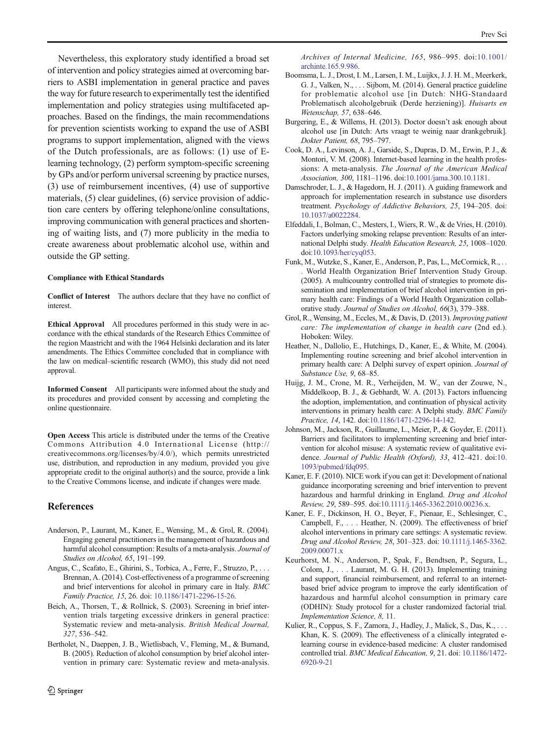Nevertheless, this exploratory study identified a broad set of intervention and policy strategies aimed at overcoming barriers to ASBI implementation in general practice and paves the way for future research to experimentally test the identified implementation and policy strategies using multifaceted approaches. Based on the findings, the main recommendations for prevention scientists working to expand the use of ASBI programs to support implementation, aligned with the views of the Dutch professionals, are as follows: (1) use of E-learning technology, (2) perform symptom-specific screening by GPs and/or perform universal screening by practice nurses, (3) use of reimbursement incentives, (4) use of supportive materials, (5) clear guidelines, (6) service provision of addiction care centers by offering telephone/online consultations, improving communication with general practices and shortening of waiting lists, and (7) more publicity in the media to create awareness about problematic alcohol use, within and outside the GP setting.

**Compliance with Ethical Standards**

**Conflict of Interest** The authors declare that they have no conflict of interest.

**Ethical Approval** All procedures performed in this study were in accordance with the ethical standards of the Research Ethics Committee of the region Maastricht and with the 1964 Helsinki declaration and its later amendments. The Ethics Committee concluded that in compliance with the law on medical–scientific research (WMO), this study did not need approval.

**Informed Consent** All participants were informed about the study and its procedures and provided consent by accessing and completing the online questionnaire.

**Open Access** This article is distributed under the terms of the Creative Commons Attribution 4.0 International License (http://creativecommons.org/licenses/by/4.0/), which permits unrestricted use, distribution, and reproduction in any medium, provided you give appropriate credit to the original author(s) and the source, provide a link to the Creative Commons license, and indicate if changes were made.

## References

Anderson, P., Laurant, M., Kaner, E., Wensing, M., & Grol, R. (2004). Engaging general practitioners in the management of hazardous and harmful alcohol consumption: Results of a meta-analysis. *Journal of Studies on Alcohol, 65*, 191–199.

Angus, C., Scafato, E., Ghirini, S., Torbica, A., Ferre, F., Struzzo, P., . . . Brennan, A. (2014). Cost-effectiveness of a programme of screening and brief interventions for alcohol in primary care in Italy. *BMC Family Practice, 15*, 26. doi: 10.1186/1471-2296-15-26.

Beich, A., Thorsen, T., & Rollnick, S. (2003). Screening in brief intervention trials targeting excessive drinkers in general practice: Systematic review and meta-analysis. *British Medical Journal, 327*, 536–542.

Bertholet, N., Daeppen, J. B., Wietlisbach, V., Fleming, M., & Burnand, B. (2005). Reduction of alcohol consumption by brief alcohol intervention in primary care: Systematic review and meta-analysis. *Archives of Internal Medicine, 165*, 986–995. doi:10.1001/archinte.165.9.986.

Boomsma, L. J., Drost, I. M., Larsen, I. M., Luijkx, J. J. H. M., Meerkerk, G. J., Valken, N., . . . Sijbom, M. (2014). General practice guideline for problematic alcohol use [in Dutch: NHG-Standaard Problematisch alcoholgebruik (Derde herziening)]. *Huisarts en Wetenschap, 57*, 638–646.

Burgering, E., & Willems, H. (2013). Doctor doesn't ask enough about alcohol use [in Dutch: Arts vraagt te weinig naar drankgebruik]. *Dokter Patient, 68*, 795–797.

Cook, D. A., Levinson, A. J., Garside, S., Dupras, D. M., Erwin, P. J., & Montori, V. M. (2008). Internet-based learning in the health professions: A meta-analysis. *The Journal of the American Medical Association, 300*, 1181–1196. doi:10.1001/jama.300.10.1181.

Damschroder, L. J., & Hagedorn, H. J. (2011). A guiding framework and approach for implementation research in substance use disorders treatment. *Psychology of Addictive Behaviors, 25*, 194–205. doi: 10.1037/a0022284.

Elfeddali, I., Bolman, C., Mesters, I., Wiers, R. W., & de Vries, H. (2010). Factors underlying smoking relapse prevention: Results of an international Delphi study. *Health Education Research, 25*, 1008–1020. doi:10.1093/her/cyq053.

Funk, M., Wutzke, S., Kaner, E., Anderson, P., Pas, L., McCormick, R., . . . World Health Organization Brief Intervention Study Group. (2005). A multicountry controlled trial of strategies to promote dissemination and implementation of brief alcohol intervention in primary health care: Findings of a World Health Organization collaborative study. *Journal of Studies on Alcohol, 66*(3), 379–388.

Grol, R., Wensing, M., Eccles, M., & Davis, D. (2013). *Improving patient care: The implementation of change in health care* (2nd ed.). Hoboken: Wiley.

Heather, N., Dallolio, E., Hutchings, D., Kaner, E., & White, M. (2004). Implementing routine screening and brief alcohol intervention in primary health care: A Delphi survey of expert opinion. *Journal of Substance Use, 9*, 68–85.

Huijg, J. M., Crone, M. R., Verheijden, M. W., van der Zouwe, N., Middelkoop, B. J., & Gebhardt, W. A. (2013). Factors influencing the adoption, implementation, and continuation of physical activity interventions in primary health care: A Delphi study. *BMC Family Practice, 14*, 142. doi:10.1186/1471-2296-14-142.

Johnson, M., Jackson, R., Guillaume, L., Meier, P., & Goyder, E. (2011). Barriers and facilitators to implementing screening and brief intervention for alcohol misuse: A systematic review of qualitative evidence. *Journal of Public Health (Oxford), 33*, 412–421. doi:10.1093/pubmed/fdq095.

Kaner, E. F. (2010). NICE work if you can get it: Development of national guidance incorporating screening and brief intervention to prevent hazardous and harmful drinking in England. *Drug and Alcohol Review, 29*, 589–595. doi:10.1111/j.1465-3362.2010.00236.x.

Kaner, E. F., Dickinson, H. O., Beyer, F., Pienaar, E., Schlesinger, C., Campbell, F., . . . Heather, N. (2009). The effectiveness of brief alcohol interventions in primary care settings: A systematic review. *Drug and Alcohol Review, 28*, 301–323. doi: 10.1111/j.1465-3362.2009.00071.x

Keurhorst, M. N., Anderson, P., Spak, F., Bendtsen, P., Segura, L., Colom, J., . . . Laurant, M. G. H. (2013). Implementing training and support, financial reimbursement, and referral to an internet-based brief advice program to improve the early identification of hazardous and harmful alcohol consumption in primary care (ODHIN): Study protocol for a cluster randomized factorial trial. *Implementation Science, 8*, 11.

Kulier, R., Coppus, S. F., Zamora, J., Hadley, J., Malick, S., Das, K., . . . Khan, K. S. (2009). The effectiveness of a clinically integrated e-learning course in evidence-based medicine: A cluster randomised controlled trial. *BMC Medical Education, 9*, 21. doi: 10.1186/1472-6920-9-21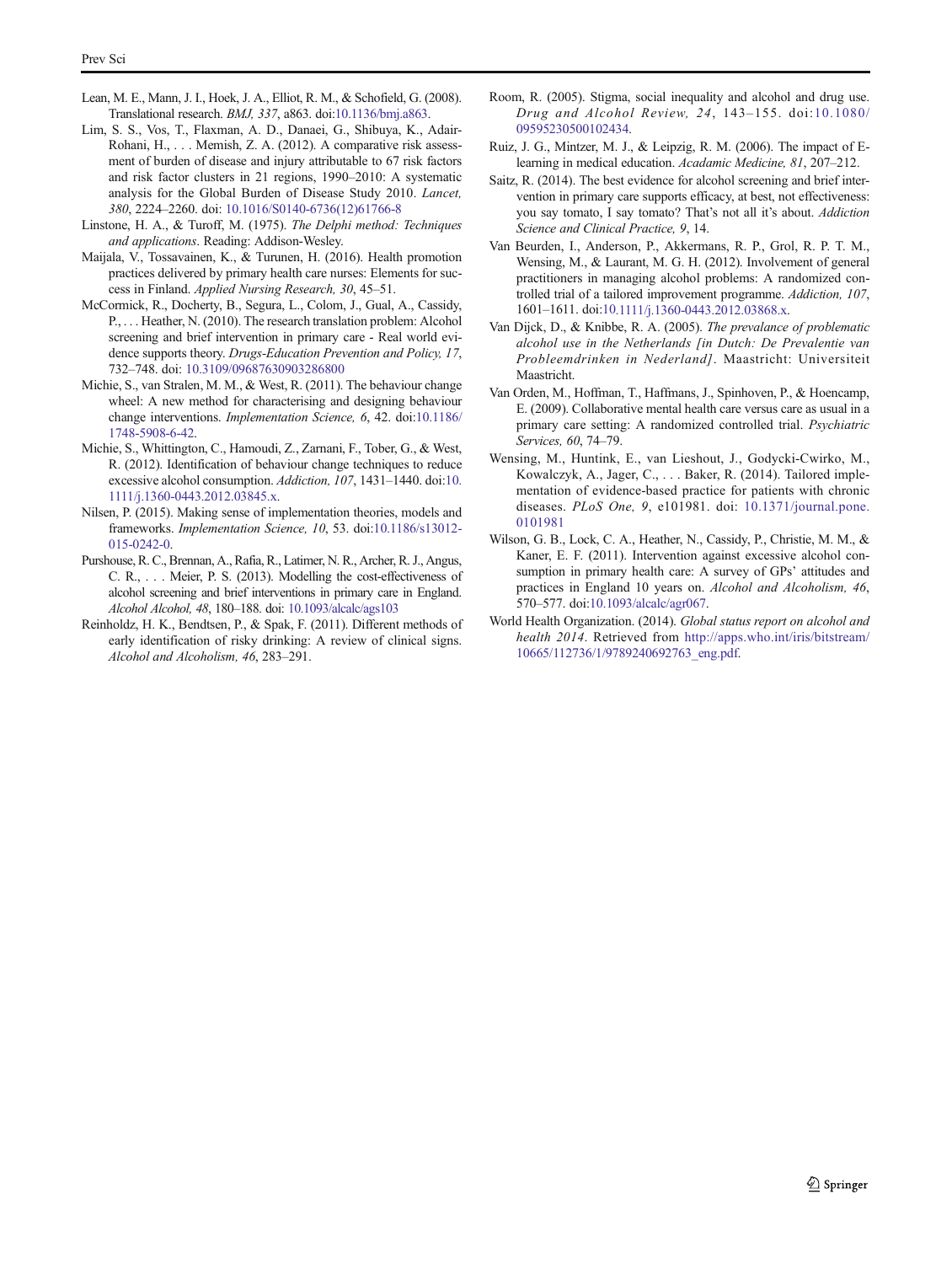Lean, M. E., Mann, J. I., Hoek, J. A., Elliot, R. M., & Schofield, G. (2008). Translational research. *BMJ, 337*, a863. doi:10.1136/bmj.a863.

Lim, S. S., Vos, T., Flaxman, A. D., Danaei, G., Shibuya, K., Adair-Rohani, H., . . . Memish, Z. A. (2012). A comparative risk assessment of burden of disease and injury attributable to 67 risk factors and risk factor clusters in 21 regions, 1990–2010: A systematic analysis for the Global Burden of Disease Study 2010. *Lancet, 380*, 2224–2260. doi: 10.1016/S0140-6736(12)61766-8

Linstone, H. A., & Turoff, M. (1975). *The Delphi method: Techniques and applications*. Reading: Addison-Wesley.

Maijala, V., Tossavainen, K., & Turunen, H. (2016). Health promotion practices delivered by primary health care nurses: Elements for success in Finland. *Applied Nursing Research, 30*, 45–51.

McCormick, R., Docherty, B., Segura, L., Colom, J., Gual, A., Cassidy, P., . . . Heather, N. (2010). The research translation problem: Alcohol screening and brief intervention in primary care - Real world evidence supports theory. *Drugs-Education Prevention and Policy, 17*, 732–748. doi: 10.3109/09687630903286800

Michie, S., van Stralen, M. M., & West, R. (2011). The behaviour change wheel: A new method for characterising and designing behaviour change interventions. *Implementation Science, 6*, 42. doi:10.1186/1748-5908-6-42.

Michie, S., Whittington, C., Hamoudi, Z., Zarnani, F., Tober, G., & West, R. (2012). Identification of behaviour change techniques to reduce excessive alcohol consumption. *Addiction, 107*, 1431–1440. doi:10.1111/j.1360-0443.2012.03845.x.

Nilsen, P. (2015). Making sense of implementation theories, models and frameworks. *Implementation Science, 10*, 53. doi:10.1186/s13012-015-0242-0.

Purshouse, R. C., Brennan, A., Rafia, R., Latimer, N. R., Archer, R. J., Angus, C. R., . . . Meier, P. S. (2013). Modelling the cost-effectiveness of alcohol screening and brief interventions in primary care in England. *Alcohol Alcohol, 48*, 180–188. doi: 10.1093/alcalc/ags103

Reinholdz, H. K., Bendtsen, P., & Spak, F. (2011). Different methods of early identification of risky drinking: A review of clinical signs. *Alcohol and Alcoholism, 46*, 283–291.

Room, R. (2005). Stigma, social inequality and alcohol and drug use. *Drug and Alcohol Review, 24*, 143–155. doi:10.1080/09595230500102434.

Ruiz, J. G., Mintzer, M. J., & Leipzig, R. M. (2006). The impact of E-learning in medical education. *Acadamic Medicine, 81*, 207–212.

Saitz, R. (2014). The best evidence for alcohol screening and brief intervention in primary care supports efficacy, at best, not effectiveness: you say tomato, I say tomato? That's not all it's about. *Addiction Science and Clinical Practice, 9*, 14.

Van Beurden, I., Anderson, P., Akkermans, R. P., Grol, R. P. T. M., Wensing, M., & Laurant, M. G. H. (2012). Involvement of general practitioners in managing alcohol problems: A randomized controlled trial of a tailored improvement programme. *Addiction, 107*, 1601–1611. doi:10.1111/j.1360-0443.2012.03868.x.

Van Dijck, D., & Knibbe, R. A. (2005). *The prevalance of problematic alcohol use in the Netherlands [in Dutch: De Prevalentie van Probleemdrinken in Nederland]*. Maastricht: Universiteit Maastricht.

Van Orden, M., Hoffman, T., Haffmans, J., Spinhoven, P., & Hoencamp, E. (2009). Collaborative mental health care versus care as usual in a primary care setting: A randomized controlled trial. *Psychiatric Services, 60*, 74–79.

Wensing, M., Huntink, E., van Lieshout, J., Godycki-Cwirko, M., Kowalczyk, A., Jager, C., . . . Baker, R. (2014). Tailored implementation of evidence-based practice for patients with chronic diseases. *PLoS One, 9*, e101981. doi: 10.1371/journal.pone.0101981

Wilson, G. B., Lock, C. A., Heather, N., Cassidy, P., Christie, M. M., & Kaner, E. F. (2011). Intervention against excessive alcohol consumption in primary health care: A survey of GPs' attitudes and practices in England 10 years on. *Alcohol and Alcoholism, 46*, 570–577. doi:10.1093/alcalc/agr067.

World Health Organization. (2014). *Global status report on alcohol and health 2014*. Retrieved from http://apps.who.int/iris/bitstream/10665/112736/1/9789240692763_eng.pdf.